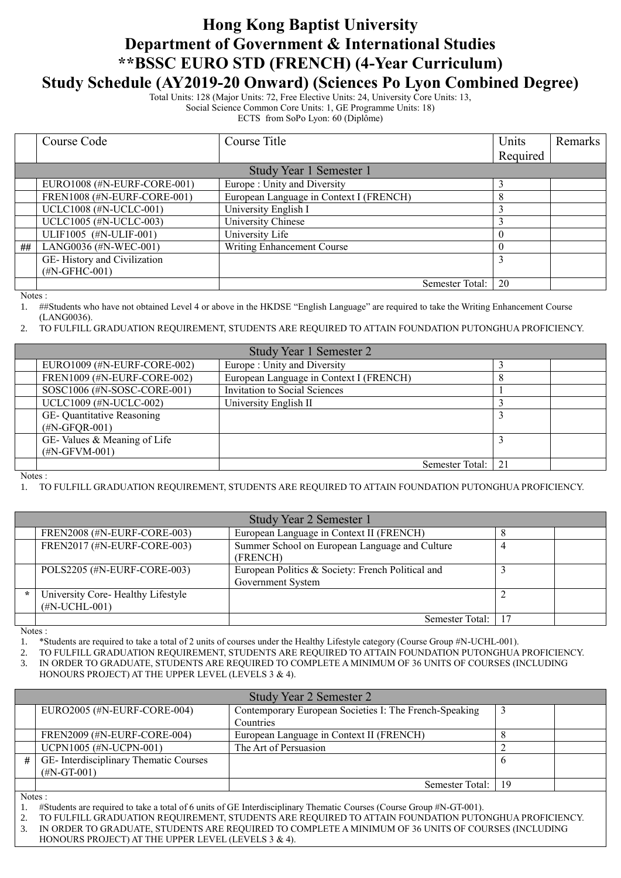# Hong Kong Baptist University
# Department of Government & International Studies
# **BSSC EURO STD (FRENCH) (4-Year Curriculum)
# Study Schedule (AY2019-20 Onward) (Sciences Po Lyon Combined Degree)

Total Units: 128 (Major Units: 72, Free Elective Units: 24, University Core Units: 13,
Social Science Common Core Units: 1, GE Programme Units: 18)
ECTS from SoPo Lyon: 60 (Diplôme)

| | Course Code | Course Title | Units Required | Remarks |
|---|---|---|---|---|
| | **Study Year 1 Semester 1** | | | |
| | EURO1008 (#N-EURF-CORE-001) | Europe : Unity and Diversity | 3 | |
| | FREN1008 (#N-EURF-CORE-001) | European Language in Context I (FRENCH) | 8 | |
| | UCLC1008 (#N-UCLC-001) | University English I | 3 | |
| | UCLC1005 (#N-UCLC-003) | University Chinese | 3 | |
| | ULIF1005 (#N-ULIF-001) | University Life | 0 | |
| ## | LANG0036 (#N-WEC-001) | Writing Enhancement Course | 0 | |
| | GE- History and Civilization (#N-GFHC-001) | | 3 | |
| | | Semester Total: | 20 | |

Notes :
1. ##Students who have not obtained Level 4 or above in the HKDSE "English Language" are required to take the Writing Enhancement Course (LANG0036).
2. TO FULFILL GRADUATION REQUIREMENT, STUDENTS ARE REQUIRED TO ATTAIN FOUNDATION PUTONGHUA PROFICIENCY.

| | Course Code | Course Title | Units Required | Remarks |
|---|---|---|---|---|
| | **Study Year 1 Semester 2** | | | |
| | EURO1009 (#N-EURF-CORE-002) | Europe : Unity and Diversity | 3 | |
| | FREN1009 (#N-EURF-CORE-002) | European Language in Context I (FRENCH) | 8 | |
| | SOSC1006 (#N-SOSC-CORE-001) | Invitation to Social Sciences | 1 | |
| | UCLC1009 (#N-UCLC-002) | University English II | 3 | |
| | GE- Quantitative Reasoning (#N-GFQR-001) | | 3 | |
| | GE- Values & Meaning of Life (#N-GFVM-001) | | 3 | |
| | | Semester Total: | 21 | |

Notes :
1. TO FULFILL GRADUATION REQUIREMENT, STUDENTS ARE REQUIRED TO ATTAIN FOUNDATION PUTONGHUA PROFICIENCY.

| | Course Code | Course Title | Units Required | Remarks |
|---|---|---|---|---|
| | **Study Year 2 Semester 1** | | | |
| | FREN2008 (#N-EURF-CORE-003) | European Language in Context II (FRENCH) | 8 | |
| | FREN2017 (#N-EURF-CORE-003) | Summer School on European Language and Culture (FRENCH) | 4 | |
| | POLS2205 (#N-EURF-CORE-003) | European Politics & Society: French Political and Government System | 3 | |
| * | University Core- Healthy Lifestyle (#N-UCHL-001) | | 2 | |
| | | Semester Total: | 17 | |

Notes :
1. *Students are required to take a total of 2 units of courses under the Healthy Lifestyle category (Course Group #N-UCHL-001).
2. TO FULFILL GRADUATION REQUIREMENT, STUDENTS ARE REQUIRED TO ATTAIN FOUNDATION PUTONGHUA PROFICIENCY.
3. IN ORDER TO GRADUATE, STUDENTS ARE REQUIRED TO COMPLETE A MINIMUM OF 36 UNITS OF COURSES (INCLUDING HONOURS PROJECT) AT THE UPPER LEVEL (LEVELS 3 & 4).

| | Course Code | Course Title | Units Required | Remarks |
|---|---|---|---|---|
| | **Study Year 2 Semester 2** | | | |
| | EURO2005 (#N-EURF-CORE-004) | Contemporary European Societies I: The French-Speaking Countries | 3 | |
| | FREN2009 (#N-EURF-CORE-004) | European Language in Context II (FRENCH) | 8 | |
| | UCPN1005 (#N-UCPN-001) | The Art of Persuasion | 2 | |
| # | GE- Interdisciplinary Thematic Courses (#N-GT-001) | | 6 | |
| | | Semester Total: | 19 | |

Notes :
1. #Students are required to take a total of 6 units of GE Interdisciplinary Thematic Courses (Course Group #N-GT-001).
2. TO FULFILL GRADUATION REQUIREMENT, STUDENTS ARE REQUIRED TO ATTAIN FOUNDATION PUTONGHUA PROFICIENCY.
3. IN ORDER TO GRADUATE, STUDENTS ARE REQUIRED TO COMPLETE A MINIMUM OF 36 UNITS OF COURSES (INCLUDING HONOURS PROJECT) AT THE UPPER LEVEL (LEVELS 3 & 4).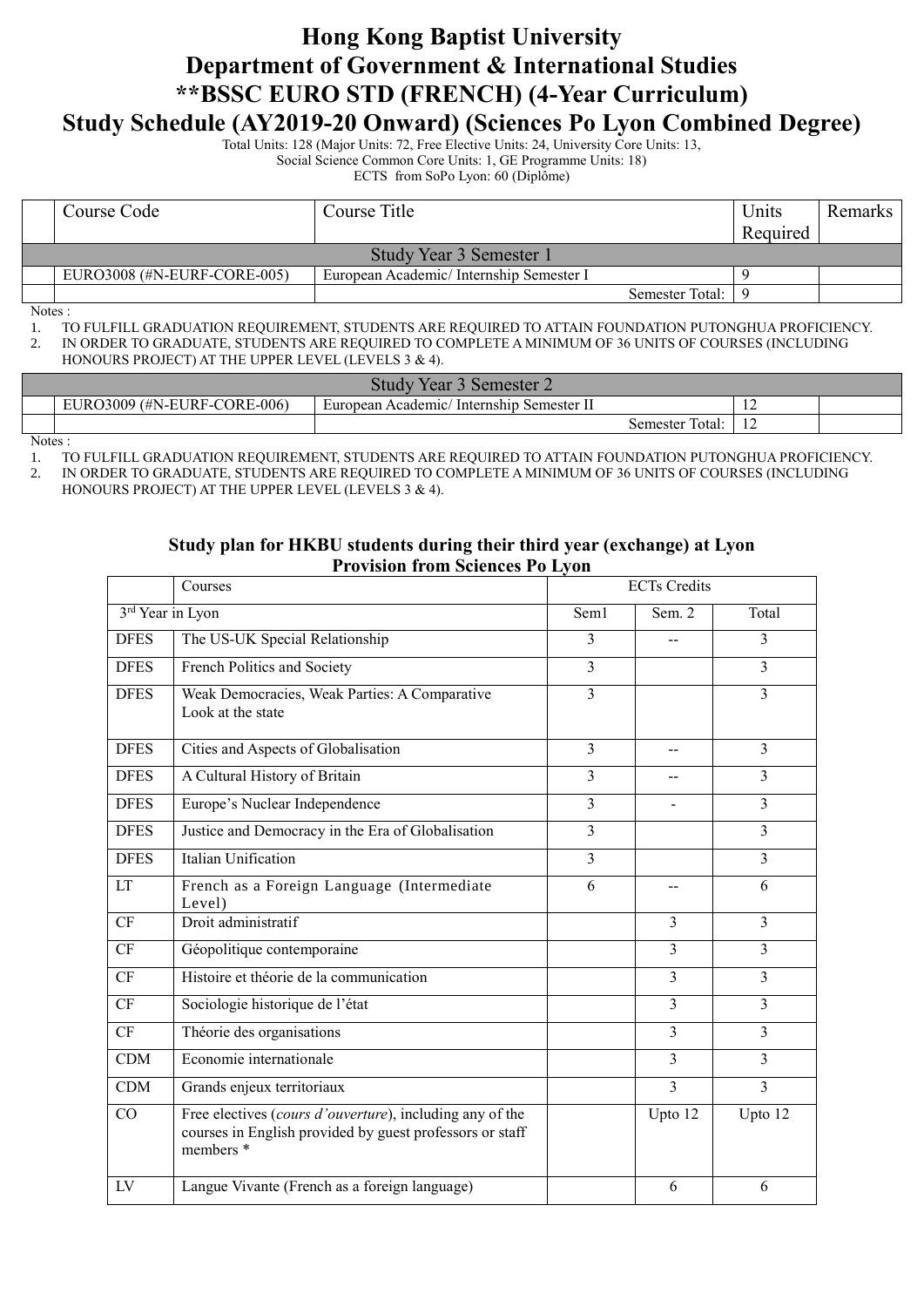# Hong Kong Baptist University
# Department of Government & International Studies
# **BSSC EURO STD (FRENCH) (4-Year Curriculum)
# Study Schedule (AY2019-20 Onward) (Sciences Po Lyon Combined Degree)

Total Units: 128 (Major Units: 72, Free Elective Units: 24, University Core Units: 13,
Social Science Common Core Units: 1, GE Programme Units: 18)
ECTS from SoPo Lyon: 60 (Diplôme)

| | Course Code | Course Title | Units Required | Remarks |
|---|---|---|---|---|
| | | **Study Year 3 Semester 1** | | |
| | EURO3008 (#N-EURF-CORE-005) | European Academic/ Internship Semester I | 9 | |
| | | Semester Total: | 9 | |

Notes :
1. TO FULFILL GRADUATION REQUIREMENT, STUDENTS ARE REQUIRED TO ATTAIN FOUNDATION PUTONGHUA PROFICIENCY.
2. IN ORDER TO GRADUATE, STUDENTS ARE REQUIRED TO COMPLETE A MINIMUM OF 36 UNITS OF COURSES (INCLUDING HONOURS PROJECT) AT THE UPPER LEVEL (LEVELS 3 & 4).

| | Course Code | Course Title | Units Required | Remarks |
|---|---|---|---|---|
| | | **Study Year 3 Semester 2** | | |
| | EURO3009 (#N-EURF-CORE-006) | European Academic/ Internship Semester II | 12 | |
| | | Semester Total: | 12 | |

Notes :
1. TO FULFILL GRADUATION REQUIREMENT, STUDENTS ARE REQUIRED TO ATTAIN FOUNDATION PUTONGHUA PROFICIENCY.
2. IN ORDER TO GRADUATE, STUDENTS ARE REQUIRED TO COMPLETE A MINIMUM OF 36 UNITS OF COURSES (INCLUDING HONOURS PROJECT) AT THE UPPER LEVEL (LEVELS 3 & 4).

### Study plan for HKBU students during their third year (exchange) at Lyon
### Provision from Sciences Po Lyon

| | Courses | ECTs Credits | | |
|---|---|---|---|---|
| 3rd Year in Lyon | | Sem1 | Sem. 2 | Total |
| DFES | The US-UK Special Relationship | 3 | -- | 3 |
| DFES | French Politics and Society | 3 | | 3 |
| DFES | Weak Democracies, Weak Parties: A Comparative Look at the state | 3 | | 3 |
| DFES | Cities and Aspects of Globalisation | 3 | -- | 3 |
| DFES | A Cultural History of Britain | 3 | -- | 3 |
| DFES | Europe's Nuclear Independence | 3 | - | 3 |
| DFES | Justice and Democracy in the Era of Globalisation | 3 | | 3 |
| DFES | Italian Unification | 3 | | 3 |
| LT | French as a Foreign Language (Intermediate Level) | 6 | -- | 6 |
| CF | Droit administratif | | 3 | 3 |
| CF | Géopolitique contemporaine | | 3 | 3 |
| CF | Histoire et théorie de la communication | | 3 | 3 |
| CF | Sociologie historique de l'état | | 3 | 3 |
| CF | Théorie des organisations | | 3 | 3 |
| CDM | Economie internationale | | 3 | 3 |
| CDM | Grands enjeux territoriaux | | 3 | 3 |
| CO | Free electives (*cours d'ouverture*), including any of the courses in English provided by guest professors or staff members * | | Upto 12 | Upto 12 |
| LV | Langue Vivante (French as a foreign language) | | 6 | 6 |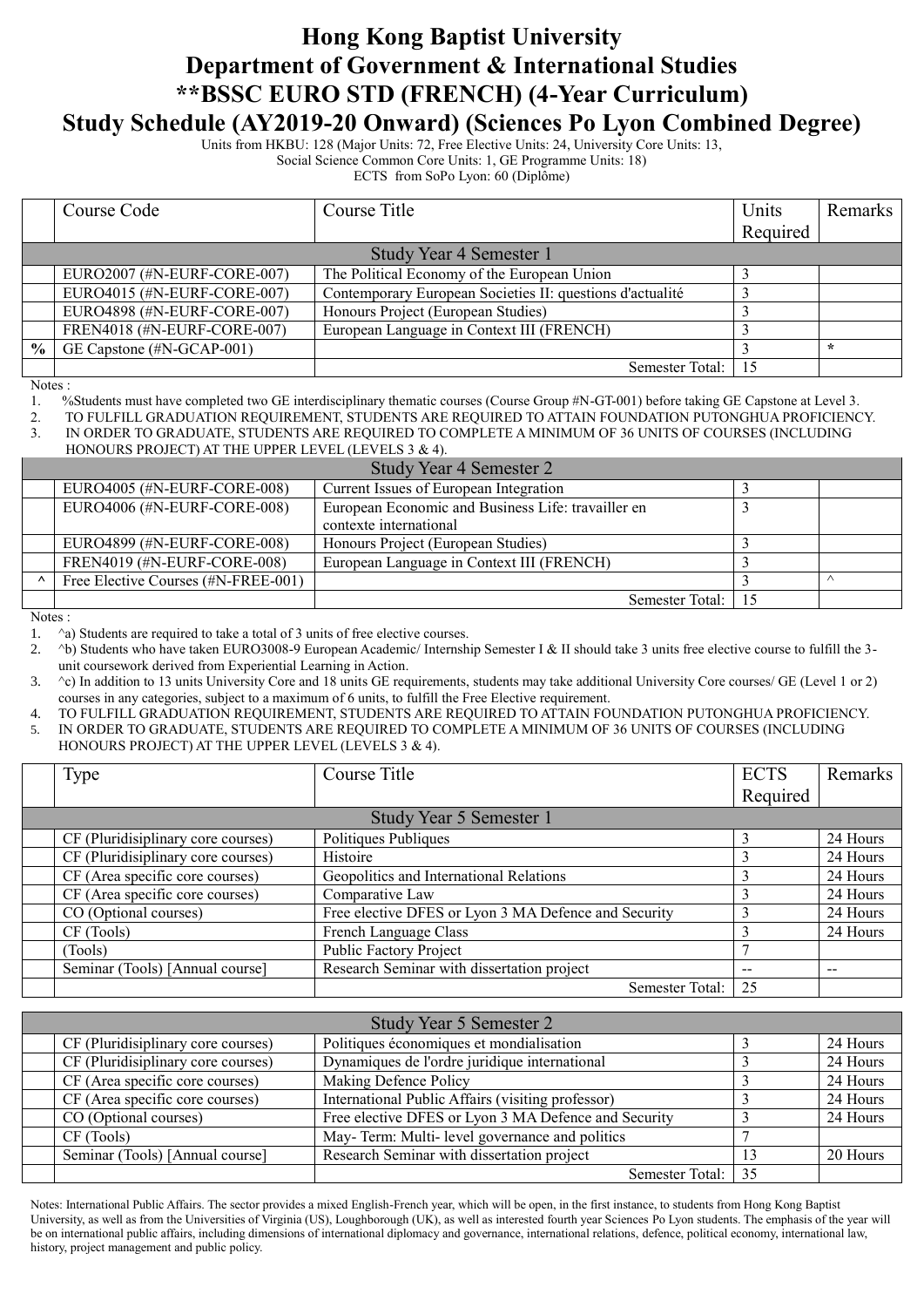# Hong Kong Baptist University
# Department of Government & International Studies
# **BSSC EURO STD (FRENCH) (4-Year Curriculum)
# Study Schedule (AY2019-20 Onward) (Sciences Po Lyon Combined Degree)

Units from HKBU: 128 (Major Units: 72, Free Elective Units: 24, University Core Units: 13, Social Science Common Core Units: 1, GE Programme Units: 18)
ECTS from SoPo Lyon: 60 (Diplôme)

| | Course Code | Course Title | Units Required | Remarks |
|---|---|---|---|---|
| | | Study Year 4 Semester 1 | | |
| | EURO2007 (#N-EURF-CORE-007) | The Political Economy of the European Union | 3 | |
| | EURO4015 (#N-EURF-CORE-007) | Contemporary European Societies II: questions d'actualité | 3 | |
| | EURO4898 (#N-EURF-CORE-007) | Honours Project (European Studies) | 3 | |
| | FREN4018 (#N-EURF-CORE-007) | European Language in Context III (FRENCH) | 3 | |
| % | GE Capstone (#N-GCAP-001) | | 3 | * |
| | | Semester Total: | 15 | |

Notes :
1. %Students must have completed two GE interdisciplinary thematic courses (Course Group #N-GT-001) before taking GE Capstone at Level 3.
2. TO FULFILL GRADUATION REQUIREMENT, STUDENTS ARE REQUIRED TO ATTAIN FOUNDATION PUTONGHUA PROFICIENCY.
3. IN ORDER TO GRADUATE, STUDENTS ARE REQUIRED TO COMPLETE A MINIMUM OF 36 UNITS OF COURSES (INCLUDING HONOURS PROJECT) AT THE UPPER LEVEL (LEVELS 3 & 4).

| | Course Code | Course Title | Units Required | Remarks |
|---|---|---|---|---|
| | | Study Year 4 Semester 2 | | |
| | EURO4005 (#N-EURF-CORE-008) | Current Issues of European Integration | 3 | |
| | EURO4006 (#N-EURF-CORE-008) | European Economic and Business Life: travailler en contexte international | 3 | |
| | EURO4899 (#N-EURF-CORE-008) | Honours Project (European Studies) | 3 | |
| | FREN4019 (#N-EURF-CORE-008) | European Language in Context III (FRENCH) | 3 | |
| ^ | Free Elective Courses (#N-FREE-001) | | 3 | ^ |
| | | Semester Total: | 15 | |

Notes :
1. ^a) Students are required to take a total of 3 units of free elective courses.
2. ^b) Students who have taken EURO3008-9 European Academic/ Internship Semester I & II should take 3 units free elective course to fulfill the 3-unit coursework derived from Experiential Learning in Action.
3. ^c) In addition to 13 units University Core and 18 units GE requirements, students may take additional University Core courses/ GE (Level 1 or 2) courses in any categories, subject to a maximum of 6 units, to fulfill the Free Elective requirement.
4. TO FULFILL GRADUATION REQUIREMENT, STUDENTS ARE REQUIRED TO ATTAIN FOUNDATION PUTONGHUA PROFICIENCY.
5. IN ORDER TO GRADUATE, STUDENTS ARE REQUIRED TO COMPLETE A MINIMUM OF 36 UNITS OF COURSES (INCLUDING HONOURS PROJECT) AT THE UPPER LEVEL (LEVELS 3 & 4).

| | Type | Course Title | ECTS Required | Remarks |
|---|---|---|---|---|
| | | Study Year 5 Semester 1 | | |
| | CF (Pluridisiplinary core courses) | Politiques Publiques | 3 | 24 Hours |
| | CF (Pluridisiplinary core courses) | Histoire | 3 | 24 Hours |
| | CF (Area specific core courses) | Geopolitics and International Relations | 3 | 24 Hours |
| | CF (Area specific core courses) | Comparative Law | 3 | 24 Hours |
| | CO (Optional courses) | Free elective DFES or Lyon 3 MA Defence and Security | 3 | 24 Hours |
| | CF (Tools) | French Language Class | 3 | 24 Hours |
| | (Tools) | Public Factory Project | 7 | |
| | Seminar (Tools) [Annual course] | Research Seminar with dissertation project | -- | -- |
| | | Semester Total: | 25 | |

| | Type | Course Title | ECTS Required | Remarks |
|---|---|---|---|---|
| | | Study Year 5 Semester 2 | | |
| | CF (Pluridisiplinary core courses) | Politiques économiques et mondialisation | 3 | 24 Hours |
| | CF (Pluridisiplinary core courses) | Dynamiques de l'ordre juridique international | 3 | 24 Hours |
| | CF (Area specific core courses) | Making Defence Policy | 3 | 24 Hours |
| | CF (Area specific core courses) | International Public Affairs (visiting professor) | 3 | 24 Hours |
| | CO (Optional courses) | Free elective DFES or Lyon 3 MA Defence and Security | 3 | 24 Hours |
| | CF (Tools) | May- Term: Multi- level governance and politics | 7 | |
| | Seminar (Tools) [Annual course] | Research Seminar with dissertation project | 13 | 20 Hours |
| | | Semester Total: | 35 | |

Notes: International Public Affairs. The sector provides a mixed English-French year, which will be open, in the first instance, to students from Hong Kong Baptist University, as well as from the Universities of Virginia (US), Loughborough (UK), as well as interested fourth year Sciences Po Lyon students. The emphasis of the year will be on international public affairs, including dimensions of international diplomacy and governance, international relations, defence, political economy, international law, history, project management and public policy.